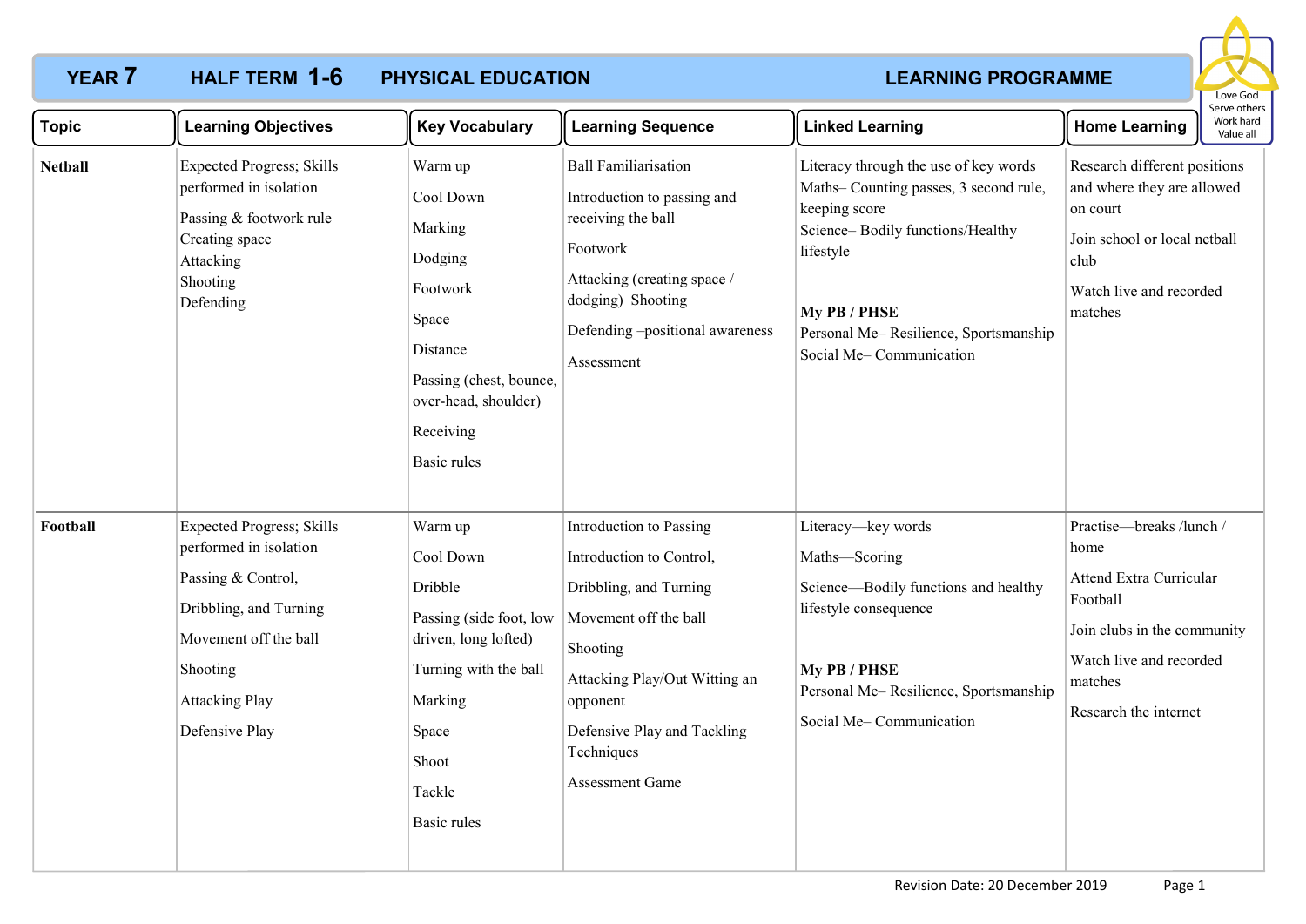# YEAR 7 HALF TERM 1-6 PHYSICAL EDUCATION LEARNING PROGRAMME

Love God
Serve others
Work hard
Value all

| Topic | Learning Objectives | Key Vocabulary | Learning Sequence | Linked Learning | Home Learning |
|---|---|---|---|---|---|
| **Netball** | Expected Progress; Skills performed in isolation<br><br>Passing & footwork rule<br>Creating space<br>Attacking<br>Shooting<br>Defending | Warm up<br><br>Cool Down<br><br>Marking<br><br>Dodging<br><br>Footwork<br><br>Space<br><br>Distance<br><br>Passing (chest, bounce, over-head, shoulder)<br><br>Receiving<br><br>Basic rules | Ball Familiarisation<br><br>Introduction to passing and receiving the ball<br><br>Footwork<br><br>Attacking (creating space / dodging) Shooting<br><br>Defending –positional awareness<br><br>Assessment | Literacy through the use of key words<br>Maths– Counting passes, 3 second rule, keeping score<br>Science– Bodily functions/Healthy lifestyle<br><br>**My PB / PHSE**<br>Personal Me– Resilience, Sportsmanship<br>Social Me– Communication | Research different positions and where they are allowed on court<br><br>Join school or local netball club<br><br>Watch live and recorded matches |
| **Football** | Expected Progress; Skills performed in isolation<br><br>Passing & Control,<br><br>Dribbling, and Turning<br><br>Movement off the ball<br><br>Shooting<br><br>Attacking Play<br><br>Defensive Play | Warm up<br><br>Cool Down<br><br>Dribble<br><br>Passing (side foot, low driven, long lofted)<br><br>Turning with the ball<br><br>Marking<br><br>Space<br><br>Shoot<br><br>Tackle<br><br>Basic rules | Introduction to Passing<br><br>Introduction to Control,<br><br>Dribbling, and Turning<br><br>Movement off the ball<br><br>Shooting<br><br>Attacking Play/Out Witting an opponent<br><br>Defensive Play and Tackling Techniques<br><br>Assessment Game | Literacy—key words<br><br>Maths—Scoring<br><br>Science—Bodily functions and healthy lifestyle consequence<br><br>**My PB / PHSE**<br>Personal Me– Resilience, Sportsmanship<br><br>Social Me– Communication | Practise—breaks /lunch / home<br><br>Attend Extra Curricular Football<br><br>Join clubs in the community<br><br>Watch live and recorded matches<br><br>Research the internet |

Revision Date: 20 December 2019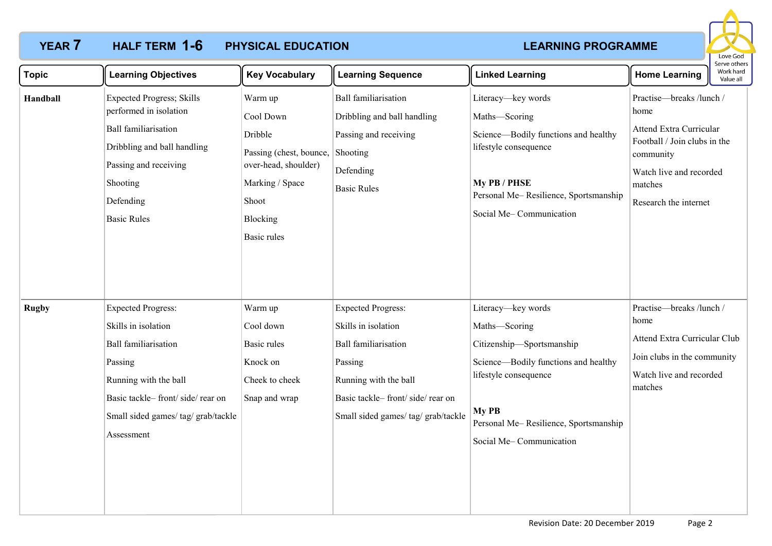# YEAR 7 HALF TERM 1-6 PHYSICAL EDUCATION LEARNING PROGRAMME

Love God
Serve others
Work hard
Value all

| Topic | Learning Objectives | Key Vocabulary | Learning Sequence | Linked Learning | Home Learning |
|---|---|---|---|---|---|
| **Handball** | Expected Progress; Skills performed in isolation<br>Ball familiarisation<br>Dribbling and ball handling<br>Passing and receiving<br>Shooting<br>Defending<br>Basic Rules | Warm up<br>Cool Down<br>Dribble<br>Passing (chest, bounce, over-head, shoulder)<br>Marking / Space<br>Shoot<br>Blocking<br>Basic rules | Ball familiarisation<br>Dribbling and ball handling<br>Passing and receiving<br>Shooting<br>Defending<br>Basic Rules | Literacy—key words<br>Maths—Scoring<br>Science—Bodily functions and healthy lifestyle consequence<br><br>**My PB / PHSE**<br>Personal Me– Resilience, Sportsmanship<br>Social Me– Communication | Practise—breaks /lunch / home<br>Attend Extra Curricular Football / Join clubs in the community<br>Watch live and recorded matches<br>Research the internet |
| **Rugby** | Expected Progress:<br>Skills in isolation<br>Ball familiarisation<br>Passing<br>Running with the ball<br>Basic tackle– front/ side/ rear on<br>Small sided games/ tag/ grab/tackle<br>Assessment | Warm up<br>Cool down<br>Basic rules<br>Knock on<br>Cheek to cheek<br>Snap and wrap | Expected Progress:<br>Skills in isolation<br>Ball familiarisation<br>Passing<br>Running with the ball<br>Basic tackle– front/ side/ rear on<br>Small sided games/ tag/ grab/tackle | Literacy—key words<br>Maths—Scoring<br>Citizenship—Sportsmanship<br>Science—Bodily functions and healthy lifestyle consequence<br><br>**My PB**<br>Personal Me– Resilience, Sportsmanship<br>Social Me– Communication | Practise—breaks /lunch / home<br>Attend Extra Curricular Club<br>Join clubs in the community<br>Watch live and recorded matches |

Revision Date: 20 December 2019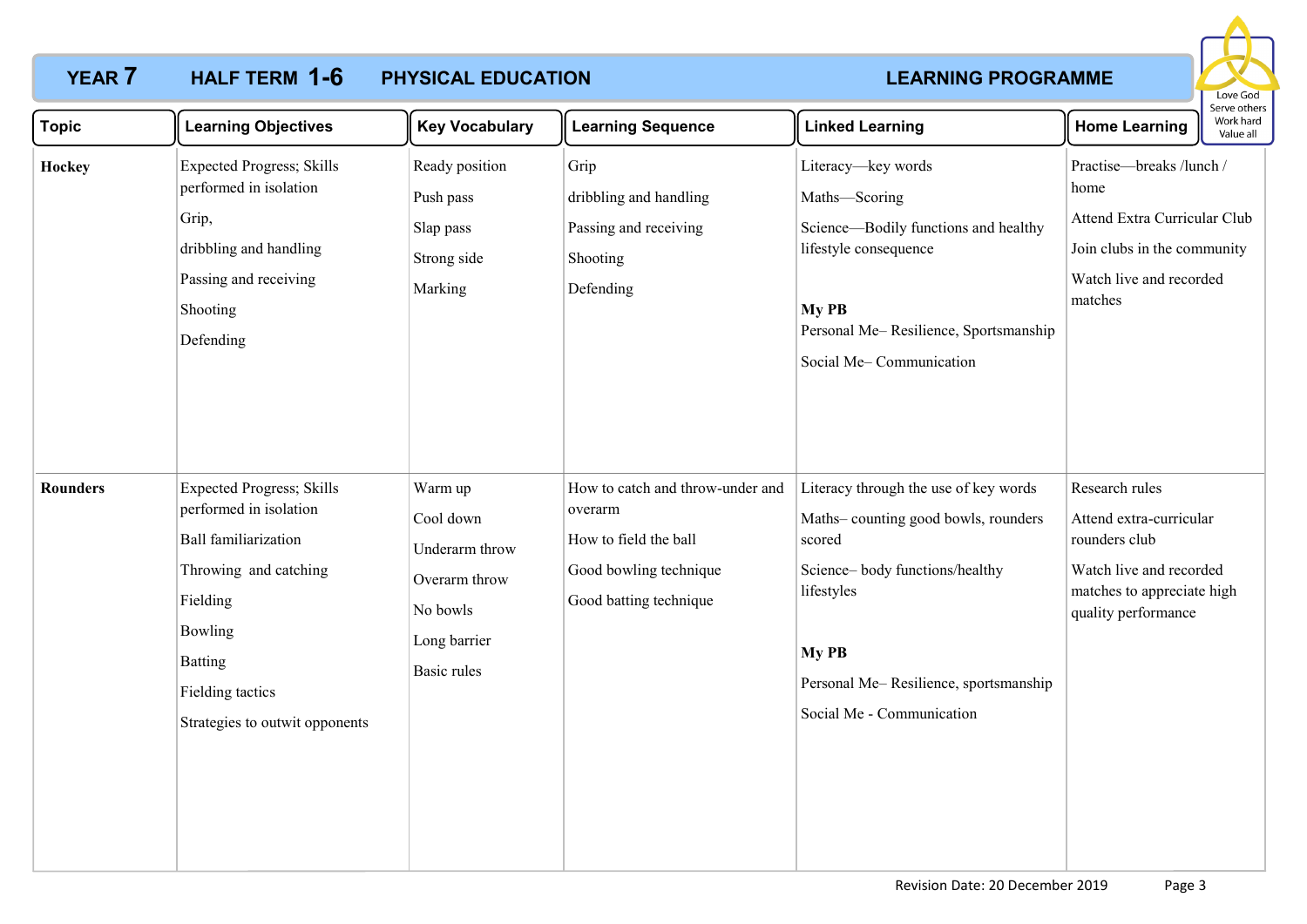# YEAR 7 HALF TERM 1-6 PHYSICAL EDUCATION LEARNING PROGRAMME

Love God
Serve others
Work hard
Value all

| Topic | Learning Objectives | Key Vocabulary | Learning Sequence | Linked Learning | Home Learning |
|---|---|---|---|---|---|
| **Hockey** | Expected Progress; Skills performed in isolation<br>Grip,<br>dribbling and handling<br>Passing and receiving<br>Shooting<br>Defending | Ready position<br>Push pass<br>Slap pass<br>Strong side<br>Marking | Grip<br>dribbling and handling<br>Passing and receiving<br>Shooting<br>Defending | Literacy—key words<br>Maths—Scoring<br>Science—Bodily functions and healthy lifestyle consequence<br>**My PB**<br>Personal Me– Resilience, Sportsmanship<br>Social Me– Communication | Practise—breaks /lunch / home<br>Attend Extra Curricular Club<br>Join clubs in the community<br>Watch live and recorded matches |
| **Rounders** | Expected Progress; Skills performed in isolation<br>Ball familiarization<br>Throwing and catching<br>Fielding<br>Bowling<br>Batting<br>Fielding tactics<br>Strategies to outwit opponents | Warm up<br>Cool down<br>Underarm throw<br>Overarm throw<br>No bowls<br>Long barrier<br>Basic rules | How to catch and throw-under and overarm<br>How to field the ball<br>Good bowling technique<br>Good batting technique | Literacy through the use of key words<br>Maths– counting good bowls, rounders scored<br>Science– body functions/healthy lifestyles<br>**My PB**<br>Personal Me– Resilience, sportsmanship<br>Social Me - Communication | Research rules<br>Attend extra-curricular rounders club<br>Watch live and recorded matches to appreciate high quality performance |

Revision Date: 20 December 2019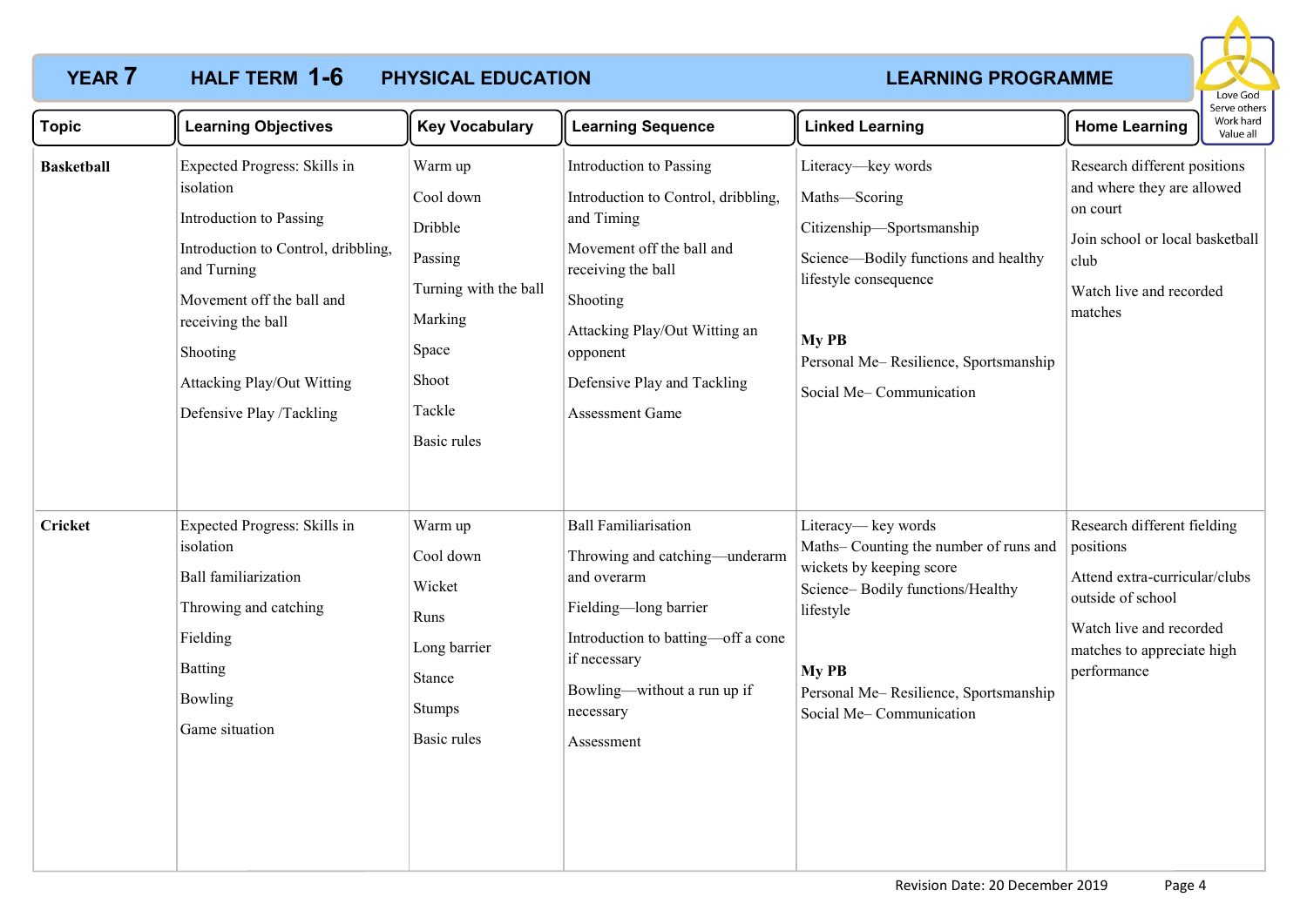# YEAR 7 HALF TERM 1-6 PHYSICAL EDUCATION LEARNING PROGRAMME

Love God
Serve others
Work hard
Value all

| Topic | Learning Objectives | Key Vocabulary | Learning Sequence | Linked Learning | Home Learning |
|---|---|---|---|---|---|
| **Basketball** | Expected Progress: Skills in isolation<br>Introduction to Passing<br>Introduction to Control, dribbling, and Turning<br>Movement off the ball and receiving the ball<br>Shooting<br>Attacking Play/Out Witting<br>Defensive Play /Tackling | Warm up<br>Cool down<br>Dribble<br>Passing<br>Turning with the ball<br>Marking<br>Space<br>Shoot<br>Tackle<br>Basic rules | Introduction to Passing<br>Introduction to Control, dribbling, and Timing<br>Movement off the ball and receiving the ball<br>Shooting<br>Attacking Play/Out Witting an opponent<br>Defensive Play and Tackling<br>Assessment Game | Literacy—key words<br>Maths—Scoring<br>Citizenship—Sportsmanship<br>Science—Bodily functions and healthy lifestyle consequence<br>**My PB**<br>Personal Me– Resilience, Sportsmanship<br>Social Me– Communication | Research different positions and where they are allowed on court<br>Join school or local basketball club<br>Watch live and recorded matches |
| **Cricket** | Expected Progress: Skills in isolation<br>Ball familiarization<br>Throwing and catching<br>Fielding<br>Batting<br>Bowling<br>Game situation | Warm up<br>Cool down<br>Wicket<br>Runs<br>Long barrier<br>Stance<br>Stumps<br>Basic rules | Ball Familiarisation<br>Throwing and catching—underarm and overarm<br>Fielding—long barrier<br>Introduction to batting—off a cone if necessary<br>Bowling—without a run up if necessary<br>Assessment | Literacy— key words<br>Maths– Counting the number of runs and wickets by keeping score<br>Science– Bodily functions/Healthy lifestyle<br>**My PB**<br>Personal Me– Resilience, Sportsmanship<br>Social Me– Communication | Research different fielding positions<br>Attend extra-curricular/clubs outside of school<br>Watch live and recorded matches to appreciate high performance |

Revision Date: 20 December 2019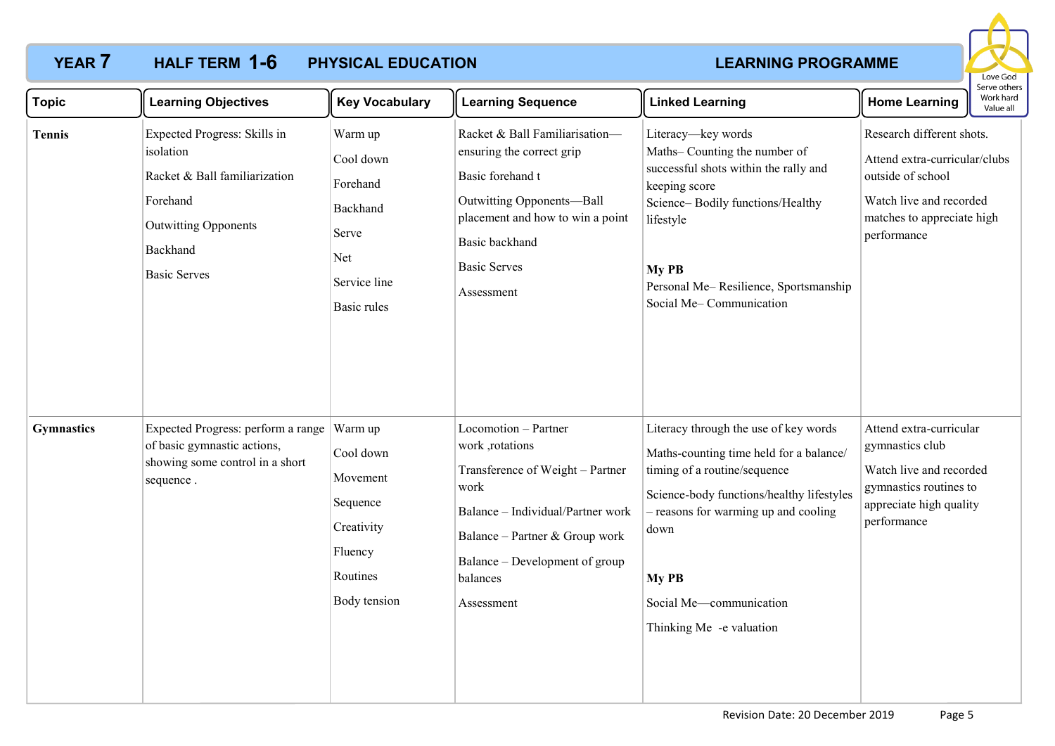# YEAR 7 HALF TERM 1-6 PHYSICAL EDUCATION LEARNING PROGRAMME

Love God
Serve others
Work hard
Value all

| Topic | Learning Objectives | Key Vocabulary | Learning Sequence | Linked Learning | Home Learning |
|---|---|---|---|---|---|
| **Tennis** | Expected Progress: Skills in isolation<br>Racket & Ball familiarization<br>Forehand<br>Outwitting Opponents<br>Backhand<br>Basic Serves | Warm up<br>Cool down<br>Forehand<br>Backhand<br>Serve<br>Net<br>Service line<br>Basic rules | Racket & Ball Familiarisation—ensuring the correct grip<br>Basic forehand t<br>Outwitting Opponents—Ball placement and how to win a point<br>Basic backhand<br>Basic Serves<br>Assessment | Literacy—key words<br>Maths– Counting the number of successful shots within the rally and keeping score<br>Science– Bodily functions/Healthy lifestyle<br><br>**My PB**<br>Personal Me– Resilience, Sportsmanship<br>Social Me– Communication | Research different shots.<br>Attend extra-curricular/clubs outside of school<br>Watch live and recorded matches to appreciate high performance |
| **Gymnastics** | Expected Progress: perform a range of basic gymnastic actions, showing some control in a short sequence . | Warm up<br>Cool down<br>Movement<br>Sequence<br>Creativity<br>Fluency<br>Routines<br>Body tension | Locomotion – Partner work ,rotations<br>Transference of Weight – Partner work<br>Balance – Individual/Partner work<br>Balance – Partner & Group work<br>Balance – Development of group balances<br>Assessment | Literacy through the use of key words<br>Maths-counting time held for a balance/ timing of a routine/sequence<br>Science-body functions/healthy lifestyles – reasons for warming up and cooling down<br><br>**My PB**<br>Social Me—communication<br>Thinking Me -e valuation | Attend extra-curricular gymnastics club<br>Watch live and recorded gymnastics routines to appreciate high quality performance |

Revision Date: 20 December 2019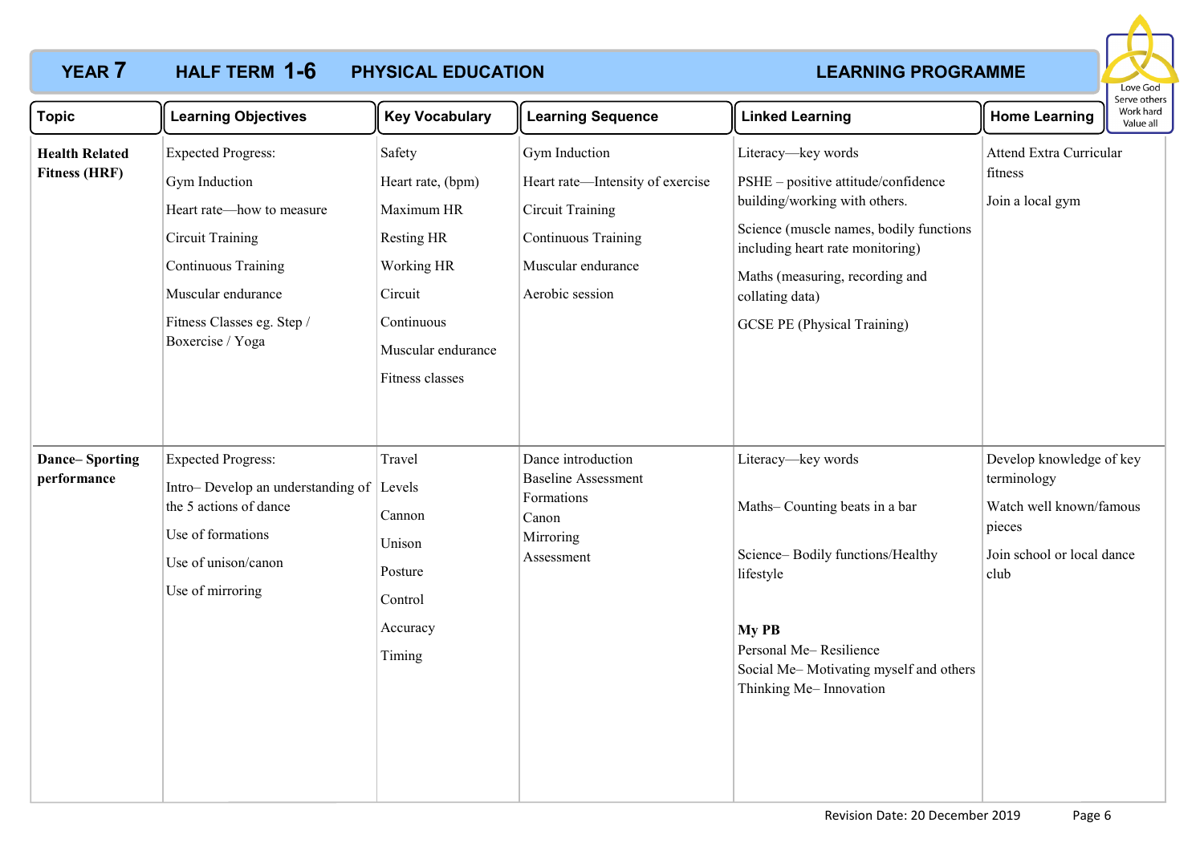**YEAR 7 HALF TERM 1-6 PHYSICAL EDUCATION LEARNING PROGRAMME**

| Topic | Learning Objectives | Key Vocabulary | Learning Sequence | Linked Learning | Home Learning |
|---|---|---|---|---|---|
| **Health Related Fitness (HRF)** | Expected Progress:<br>Gym Induction<br>Heart rate—how to measure<br>Circuit Training<br>Continuous Training<br>Muscular endurance<br>Fitness Classes eg. Step / Boxercise / Yoga | Safety<br>Heart rate, (bpm)<br>Maximum HR<br>Resting HR<br>Working HR<br>Circuit<br>Continuous<br>Muscular endurance<br>Fitness classes | Gym Induction<br>Heart rate—Intensity of exercise<br>Circuit Training<br>Continuous Training<br>Muscular endurance<br>Aerobic session | Literacy—key words<br>PSHE – positive attitude/confidence building/working with others.<br>Science (muscle names, bodily functions including heart rate monitoring)<br>Maths (measuring, recording and collating data)<br>GCSE PE (Physical Training) | Attend Extra Curricular fitness<br>Join a local gym |
| **Dance– Sporting performance** | Expected Progress:<br>Intro– Develop an understanding of the 5 actions of dance<br>Use of formations<br>Use of unison/canon<br>Use of mirroring | Travel<br>Levels<br>Cannon<br>Unison<br>Posture<br>Control<br>Accuracy<br>Timing | Dance introduction<br>Baseline Assessment<br>Formations<br>Canon<br>Mirroring<br>Assessment | Literacy—key words<br>Maths– Counting beats in a bar<br>Science– Bodily functions/Healthy lifestyle<br>**My PB**<br>Personal Me– Resilience<br>Social Me– Motivating myself and others<br>Thinking Me– Innovation | Develop knowledge of key terminology<br>Watch well known/famous pieces<br>Join school or local dance club |

Revision Date: 20 December 2019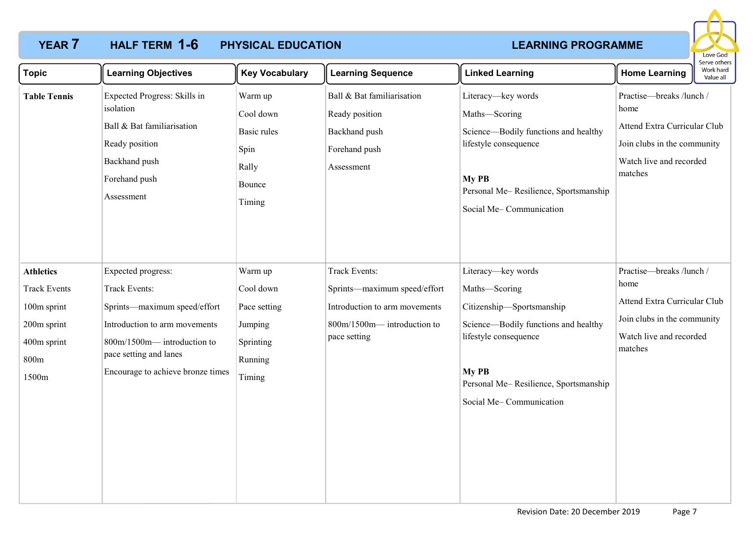# YEAR 7 HALF TERM 1-6 PHYSICAL EDUCATION LEARNING PROGRAMME

Love God
Serve others
Work hard
Value all

| Topic | Learning Objectives | Key Vocabulary | Learning Sequence | Linked Learning | Home Learning |
|---|---|---|---|---|---|
| **Table Tennis** | Expected Progress: Skills in isolation<br>Ball & Bat familiarisation<br>Ready position<br>Backhand push<br>Forehand push<br>Assessment | Warm up<br>Cool down<br>Basic rules<br>Spin<br>Rally<br>Bounce<br>Timing | Ball & Bat familiarisation<br>Ready position<br>Backhand push<br>Forehand push<br>Assessment | Literacy—key words<br>Maths—Scoring<br>Science—Bodily functions and healthy lifestyle consequence<br><br>**My PB**<br>Personal Me– Resilience, Sportsmanship<br>Social Me– Communication | Practise—breaks /lunch / home<br>Attend Extra Curricular Club<br>Join clubs in the community<br>Watch live and recorded matches |
| **Athletics**<br>Track Events<br>100m sprint<br>200m sprint<br>400m sprint<br>800m<br>1500m | Expected progress:<br>Track Events:<br>Sprints—maximum speed/effort<br>Introduction to arm movements<br>800m/1500m— introduction to pace setting and lanes<br>Encourage to achieve bronze times | Warm up<br>Cool down<br>Pace setting<br>Jumping<br>Sprinting<br>Running<br>Timing | Track Events:<br>Sprints—maximum speed/effort<br>Introduction to arm movements<br>800m/1500m— introduction to pace setting | Literacy—key words<br>Maths—Scoring<br>Citizenship—Sportsmanship<br>Science—Bodily functions and healthy lifestyle consequence<br><br>**My PB**<br>Personal Me– Resilience, Sportsmanship<br>Social Me– Communication | Practise—breaks /lunch / home<br>Attend Extra Curricular Club<br>Join clubs in the community<br>Watch live and recorded matches |

Revision Date: 20 December 2019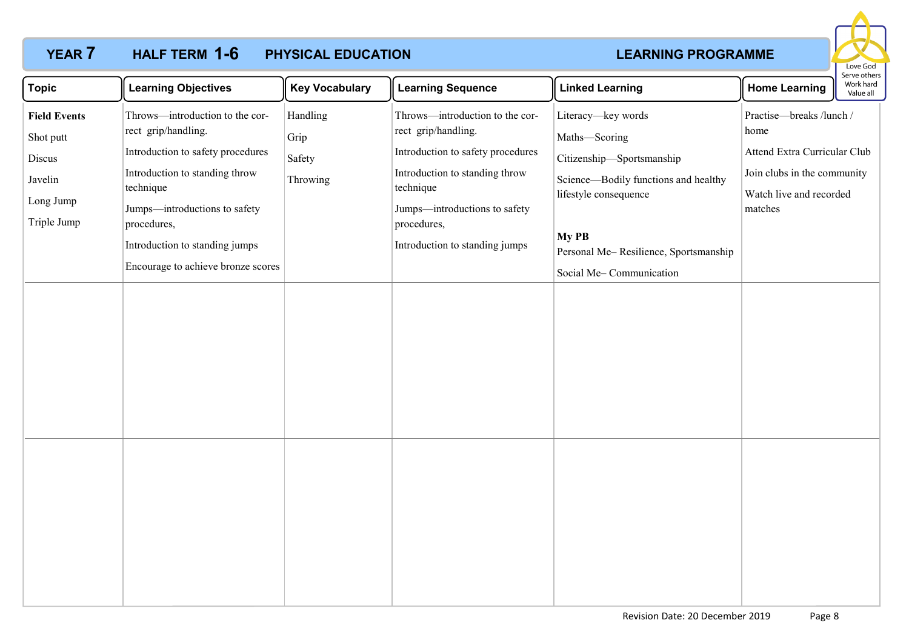# YEAR 7 HALF TERM 1-6 PHYSICAL EDUCATION LEARNING PROGRAMME

Love God
Serve others
Work hard
Value all

| Topic | Learning Objectives | Key Vocabulary | Learning Sequence | Linked Learning | Home Learning |
|---|---|---|---|---|---|
| **Field Events**<br>Shot putt<br>Discus<br>Javelin<br>Long Jump<br>Triple Jump | Throws—introduction to the correct grip/handling.<br>Introduction to safety procedures<br>Introduction to standing throw technique<br>Jumps—introductions to safety procedures,<br>Introduction to standing jumps<br>Encourage to achieve bronze scores | Handling<br>Grip<br>Safety<br>Throwing | Throws—introduction to the correct grip/handling.<br>Introduction to safety procedures<br>Introduction to standing throw technique<br>Jumps—introductions to safety procedures,<br>Introduction to standing jumps | Literacy—key words<br>Maths—Scoring<br>Citizenship—Sportsmanship<br>Science—Bodily functions and healthy lifestyle consequence<br><br>**My PB**<br>Personal Me– Resilience, Sportsmanship<br>Social Me– Communication | Practise—breaks /lunch / home<br>Attend Extra Curricular Club<br>Join clubs in the community<br>Watch live and recorded matches |
| | | | | | |
| | | | | | |

Revision Date: 20 December 2019